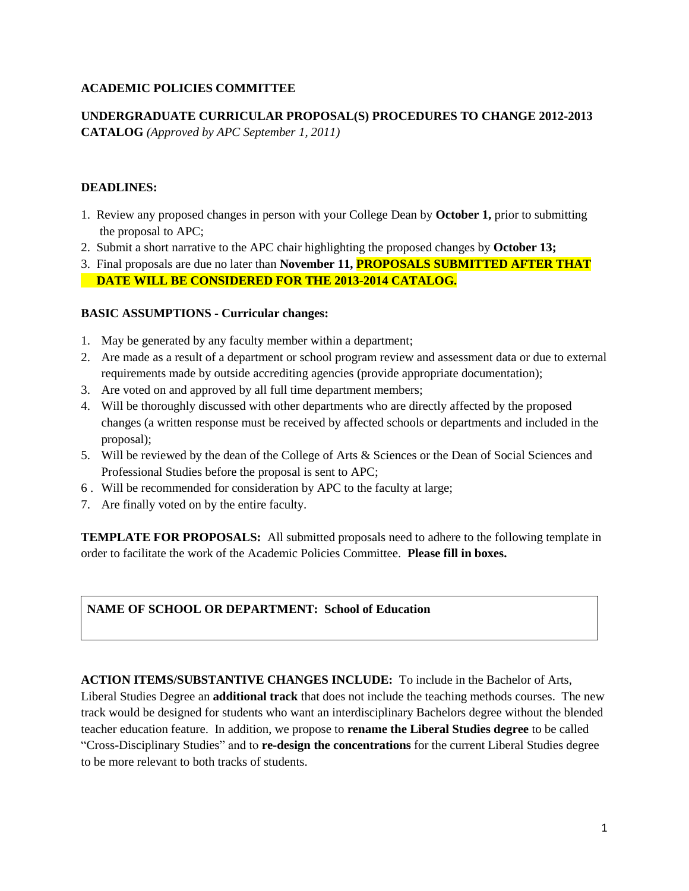**ACADEMIC POLICIES COMMITTEE**

**UNDERGRADUATE CURRICULAR PROPOSAL(S) PROCEDURES TO CHANGE 2012-2013 CATALOG** *(Approved by APC September 1, 2011)*

**DEADLINES:**

1. Review any proposed changes in person with your College Dean by **October 1,** prior to submitting the proposal to APC;
2. Submit a short narrative to the APC chair highlighting the proposed changes by **October 13;**
3. Final proposals are due no later than **November 11, PROPOSALS SUBMITTED AFTER THAT DATE WILL BE CONSIDERED FOR THE 2013-2014 CATALOG.**

**BASIC ASSUMPTIONS - Curricular changes:**

1. May be generated by any faculty member within a department;
2. Are made as a result of a department or school program review and assessment data or due to external requirements made by outside accrediting agencies (provide appropriate documentation);
3. Are voted on and approved by all full time department members;
4. Will be thoroughly discussed with other departments who are directly affected by the proposed changes (a written response must be received by affected schools or departments and included in the proposal);
5. Will be reviewed by the dean of the College of Arts & Sciences or the Dean of Social Sciences and Professional Studies before the proposal is sent to APC;
6. Will be recommended for consideration by APC to the faculty at large;
7. Are finally voted on by the entire faculty.

**TEMPLATE FOR PROPOSALS:** All submitted proposals need to adhere to the following template in order to facilitate the work of the Academic Policies Committee. **Please fill in boxes.**

| **NAME OF SCHOOL OR DEPARTMENT: School of Education** |
|---|

**ACTION ITEMS/SUBSTANTIVE CHANGES INCLUDE:** To include in the Bachelor of Arts, Liberal Studies Degree an **additional track** that does not include the teaching methods courses. The new track would be designed for students who want an interdisciplinary Bachelors degree without the blended teacher education feature. In addition, we propose to **rename the Liberal Studies degree** to be called "Cross-Disciplinary Studies" and to **re-design the concentrations** for the current Liberal Studies degree to be more relevant to both tracks of students.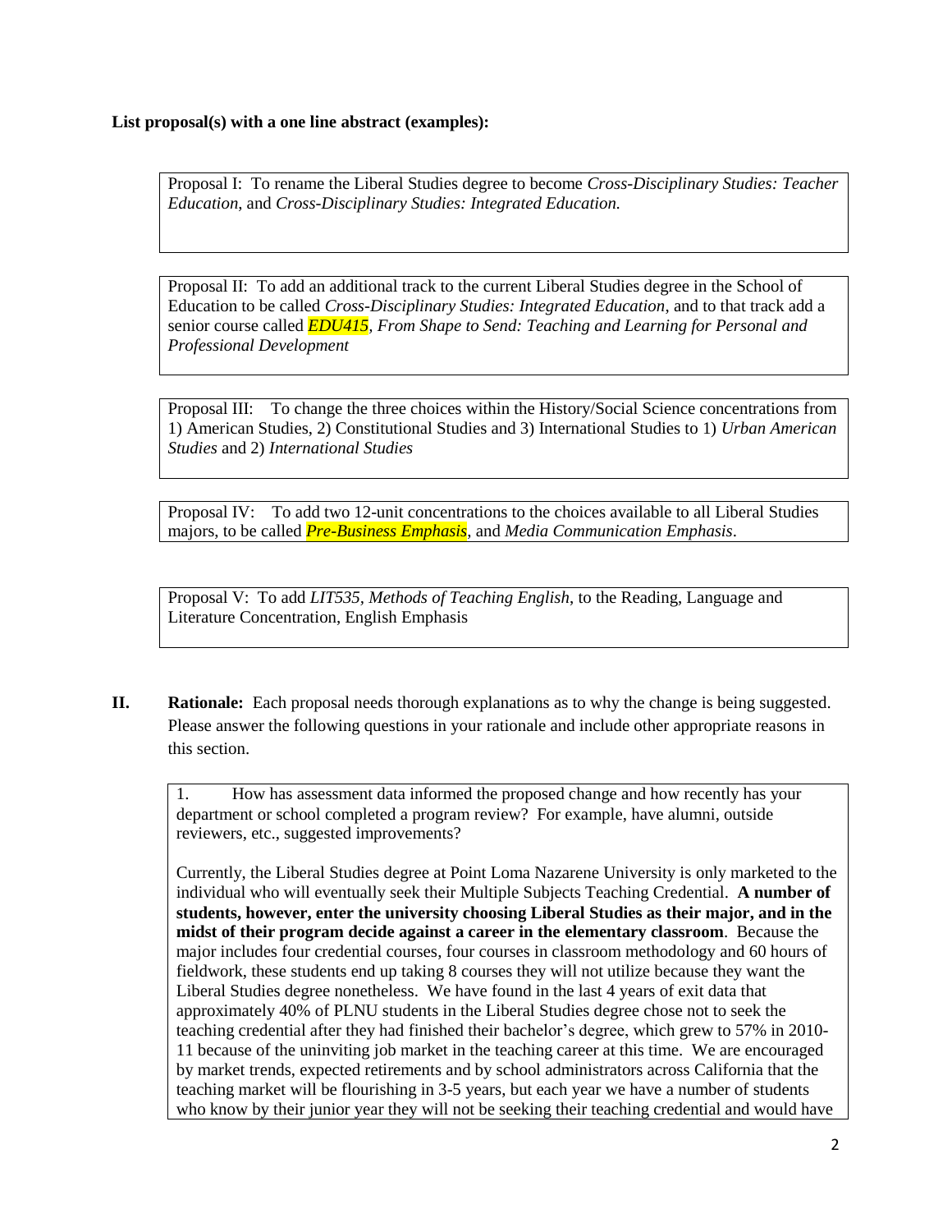**List proposal(s) with a one line abstract (examples):**

Proposal I: To rename the Liberal Studies degree to become *Cross-Disciplinary Studies: Teacher Education*, and *Cross-Disciplinary Studies: Integrated Education.*

Proposal II: To add an additional track to the current Liberal Studies degree in the School of Education to be called *Cross-Disciplinary Studies: Integrated Education*, and to that track add a senior course called *EDU415, From Shape to Send: Teaching and Learning for Personal and Professional Development*

Proposal III: To change the three choices within the History/Social Science concentrations from 1) American Studies, 2) Constitutional Studies and 3) International Studies to 1) *Urban American Studies* and 2) *International Studies*

Proposal IV: To add two 12-unit concentrations to the choices available to all Liberal Studies majors, to be called *Pre-Business Emphasis*, and *Media Communication Emphasis*.

Proposal V: To add *LIT535, Methods of Teaching English*, to the Reading, Language and Literature Concentration, English Emphasis

## II. Rationale:

Each proposal needs thorough explanations as to why the change is being suggested. Please answer the following questions in your rationale and include other appropriate reasons in this section.

1. How has assessment data informed the proposed change and how recently has your department or school completed a program review? For example, have alumni, outside reviewers, etc., suggested improvements?

Currently, the Liberal Studies degree at Point Loma Nazarene University is only marketed to the individual who will eventually seek their Multiple Subjects Teaching Credential. **A number of students, however, enter the university choosing Liberal Studies as their major, and in the midst of their program decide against a career in the elementary classroom**. Because the major includes four credential courses, four courses in classroom methodology and 60 hours of fieldwork, these students end up taking 8 courses they will not utilize because they want the Liberal Studies degree nonetheless. We have found in the last 4 years of exit data that approximately 40% of PLNU students in the Liberal Studies degree chose not to seek the teaching credential after they had finished their bachelor's degree, which grew to 57% in 2010-11 because of the uninviting job market in the teaching career at this time. We are encouraged by market trends, expected retirements and by school administrators across California that the teaching market will be flourishing in 3-5 years, but each year we have a number of students who know by their junior year they will not be seeking their teaching credential and would have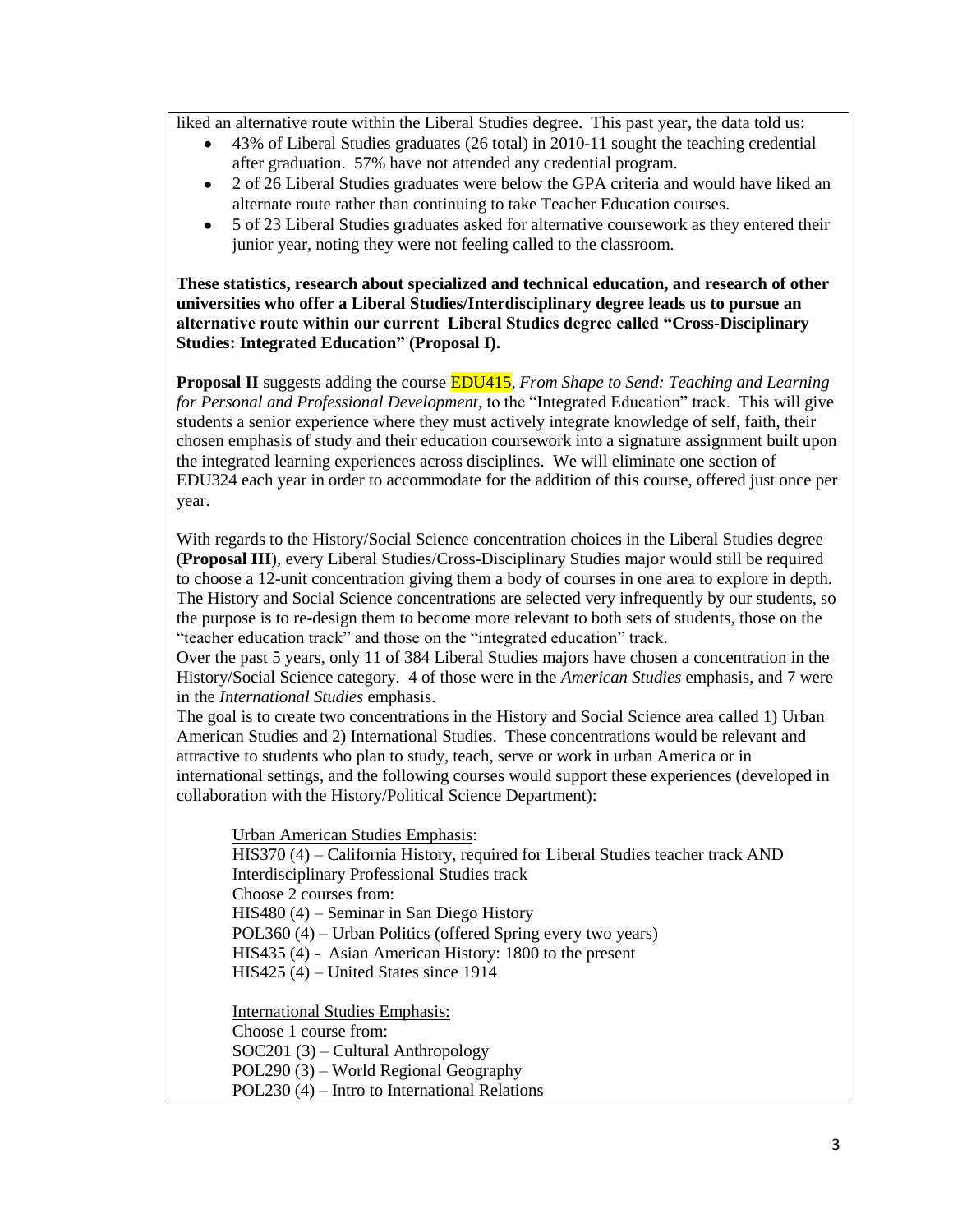liked an alternative route within the Liberal Studies degree. This past year, the data told us:

- 43% of Liberal Studies graduates (26 total) in 2010-11 sought the teaching credential after graduation. 57% have not attended any credential program.
- 2 of 26 Liberal Studies graduates were below the GPA criteria and would have liked an alternate route rather than continuing to take Teacher Education courses.
- 5 of 23 Liberal Studies graduates asked for alternative coursework as they entered their junior year, noting they were not feeling called to the classroom.

**These statistics, research about specialized and technical education, and research of other universities who offer a Liberal Studies/Interdisciplinary degree leads us to pursue an alternative route within our current Liberal Studies degree called "Cross-Disciplinary Studies: Integrated Education" (Proposal I).**

**Proposal II** suggests adding the course EDU415, *From Shape to Send: Teaching and Learning for Personal and Professional Development*, to the "Integrated Education" track. This will give students a senior experience where they must actively integrate knowledge of self, faith, their chosen emphasis of study and their education coursework into a signature assignment built upon the integrated learning experiences across disciplines. We will eliminate one section of EDU324 each year in order to accommodate for the addition of this course, offered just once per year.

With regards to the History/Social Science concentration choices in the Liberal Studies degree (**Proposal III**), every Liberal Studies/Cross-Disciplinary Studies major would still be required to choose a 12-unit concentration giving them a body of courses in one area to explore in depth. The History and Social Science concentrations are selected very infrequently by our students, so the purpose is to re-design them to become more relevant to both sets of students, those on the "teacher education track" and those on the "integrated education" track.

Over the past 5 years, only 11 of 384 Liberal Studies majors have chosen a concentration in the History/Social Science category. 4 of those were in the *American Studies* emphasis, and 7 were in the *International Studies* emphasis.

The goal is to create two concentrations in the History and Social Science area called 1) Urban American Studies and 2) International Studies. These concentrations would be relevant and attractive to students who plan to study, teach, serve or work in urban America or in international settings, and the following courses would support these experiences (developed in collaboration with the History/Political Science Department):

Urban American Studies Emphasis:
HIS370 (4) – California History, required for Liberal Studies teacher track AND Interdisciplinary Professional Studies track
Choose 2 courses from:
HIS480 (4) – Seminar in San Diego History
POL360 (4) – Urban Politics (offered Spring every two years)
HIS435 (4) - Asian American History: 1800 to the present
HIS425 (4) – United States since 1914

International Studies Emphasis:
Choose 1 course from:
SOC201 (3) – Cultural Anthropology
POL290 (3) – World Regional Geography
POL230 (4) – Intro to International Relations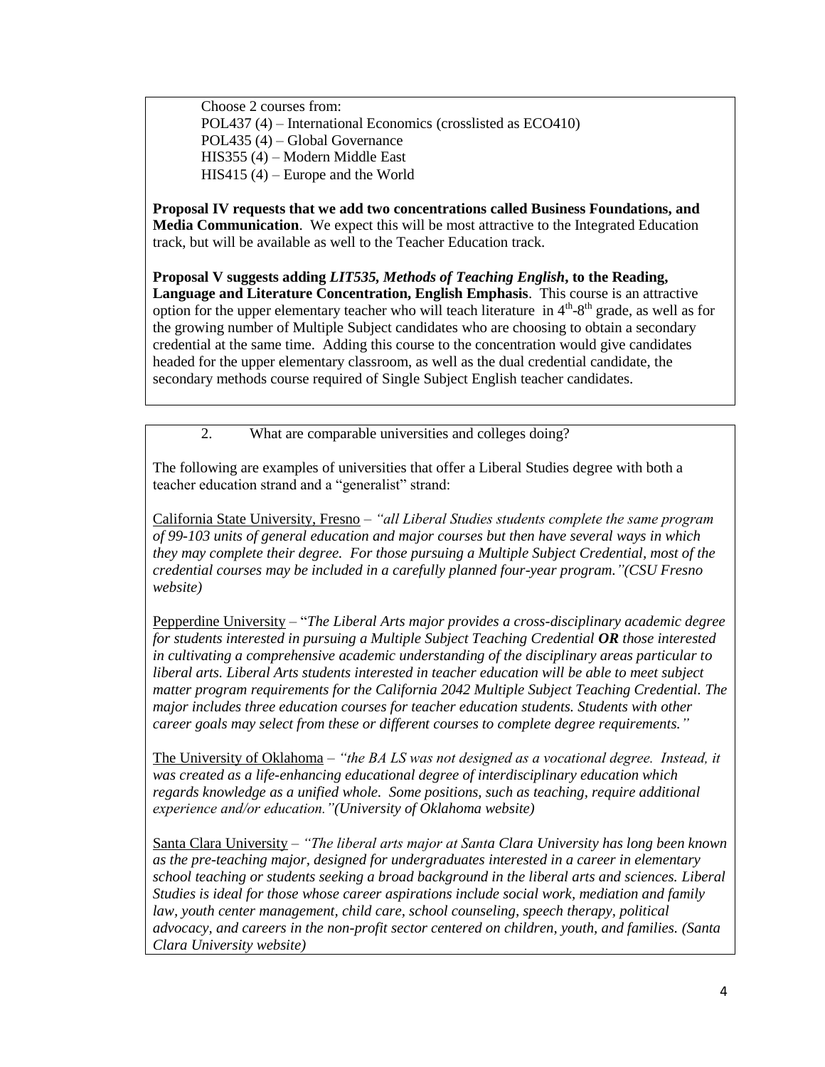Choose 2 courses from:
POL437 (4) – International Economics (crosslisted as ECO410)
POL435 (4) – Global Governance
HIS355 (4) – Modern Middle East
HIS415 (4) – Europe and the World

**Proposal IV requests that we add two concentrations called Business Foundations, and Media Communication**. We expect this will be most attractive to the Integrated Education track, but will be available as well to the Teacher Education track.

**Proposal V suggests adding *LIT535, Methods of Teaching English*, to the Reading, Language and Literature Concentration, English Emphasis**. This course is an attractive option for the upper elementary teacher who will teach literature in 4th-8th grade, as well as for the growing number of Multiple Subject candidates who are choosing to obtain a secondary credential at the same time. Adding this course to the concentration would give candidates headed for the upper elementary classroom, as well as the dual credential candidate, the secondary methods course required of Single Subject English teacher candidates.

2. What are comparable universities and colleges doing?

The following are examples of universities that offer a Liberal Studies degree with both a teacher education strand and a "generalist" strand:

California State University, Fresno – *"all Liberal Studies students complete the same program of 99-103 units of general education and major courses but then have several ways in which they may complete their degree. For those pursuing a Multiple Subject Credential, most of the credential courses may be included in a carefully planned four-year program."(CSU Fresno website)*

Pepperdine University – "*The Liberal Arts major provides a cross-disciplinary academic degree for students interested in pursuing a Multiple Subject Teaching Credential **OR** those interested in cultivating a comprehensive academic understanding of the disciplinary areas particular to liberal arts. Liberal Arts students interested in teacher education will be able to meet subject matter program requirements for the California 2042 Multiple Subject Teaching Credential. The major includes three education courses for teacher education students. Students with other career goals may select from these or different courses to complete degree requirements."*

The University of Oklahoma – *"the BA LS was not designed as a vocational degree. Instead, it was created as a life-enhancing educational degree of interdisciplinary education which regards knowledge as a unified whole. Some positions, such as teaching, require additional experience and/or education."(University of Oklahoma website)*

Santa Clara University – *"The liberal arts major at Santa Clara University has long been known as the pre-teaching major, designed for undergraduates interested in a career in elementary school teaching or students seeking a broad background in the liberal arts and sciences. Liberal Studies is ideal for those whose career aspirations include social work, mediation and family law, youth center management, child care, school counseling, speech therapy, political advocacy, and careers in the non-profit sector centered on children, youth, and families. (Santa Clara University website)*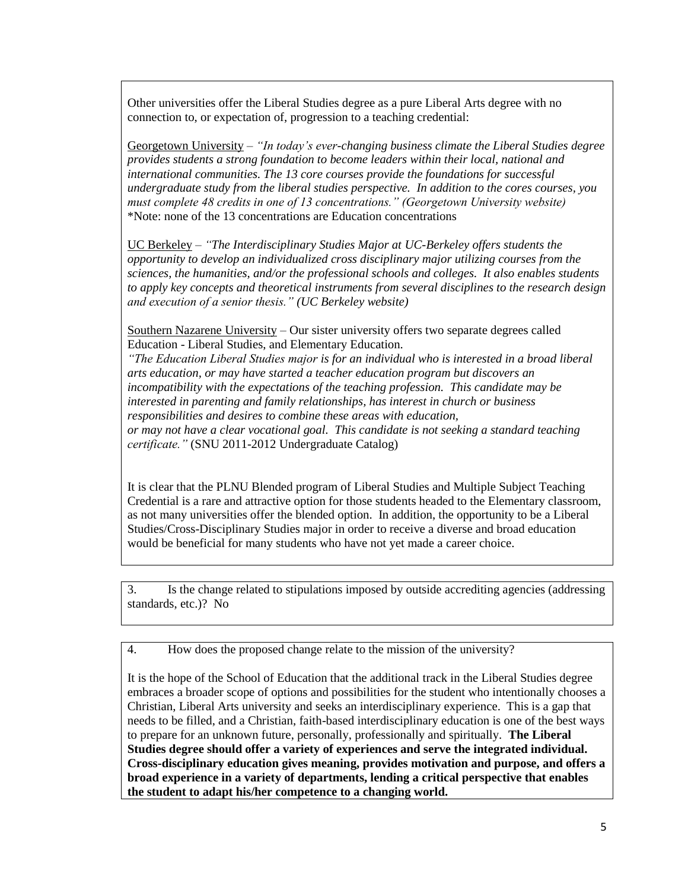Other universities offer the Liberal Studies degree as a pure Liberal Arts degree with no connection to, or expectation of, progression to a teaching credential:

Georgetown University – *"In today's ever-changing business climate the Liberal Studies degree provides students a strong foundation to become leaders within their local, national and international communities. The 13 core courses provide the foundations for successful undergraduate study from the liberal studies perspective. In addition to the cores courses, you must complete 48 credits in one of 13 concentrations." (Georgetown University website)*
*Note: none of the 13 concentrations are Education concentrations

UC Berkeley – *"The Interdisciplinary Studies Major at UC-Berkeley offers students the opportunity to develop an individualized cross disciplinary major utilizing courses from the sciences, the humanities, and/or the professional schools and colleges. It also enables students to apply key concepts and theoretical instruments from several disciplines to the research design and execution of a senior thesis." (UC Berkeley website)*

Southern Nazarene University – Our sister university offers two separate degrees called Education - Liberal Studies, and Elementary Education.
*"The Education Liberal Studies major is for an individual who is interested in a broad liberal arts education, or may have started a teacher education program but discovers an incompatibility with the expectations of the teaching profession. This candidate may be interested in parenting and family relationships, has interest in church or business responsibilities and desires to combine these areas with education, or may not have a clear vocational goal. This candidate is not seeking a standard teaching certificate."* (SNU 2011-2012 Undergraduate Catalog)

It is clear that the PLNU Blended program of Liberal Studies and Multiple Subject Teaching Credential is a rare and attractive option for those students headed to the Elementary classroom, as not many universities offer the blended option. In addition, the opportunity to be a Liberal Studies/Cross-Disciplinary Studies major in order to receive a diverse and broad education would be beneficial for many students who have not yet made a career choice.

3. Is the change related to stipulations imposed by outside accrediting agencies (addressing standards, etc.)? No

4. How does the proposed change relate to the mission of the university?

It is the hope of the School of Education that the additional track in the Liberal Studies degree embraces a broader scope of options and possibilities for the student who intentionally chooses a Christian, Liberal Arts university and seeks an interdisciplinary experience. This is a gap that needs to be filled, and a Christian, faith-based interdisciplinary education is one of the best ways to prepare for an unknown future, personally, professionally and spiritually. **The Liberal Studies degree should offer a variety of experiences and serve the integrated individual. Cross-disciplinary education gives meaning, provides motivation and purpose, and offers a broad experience in a variety of departments, lending a critical perspective that enables the student to adapt his/her competence to a changing world.**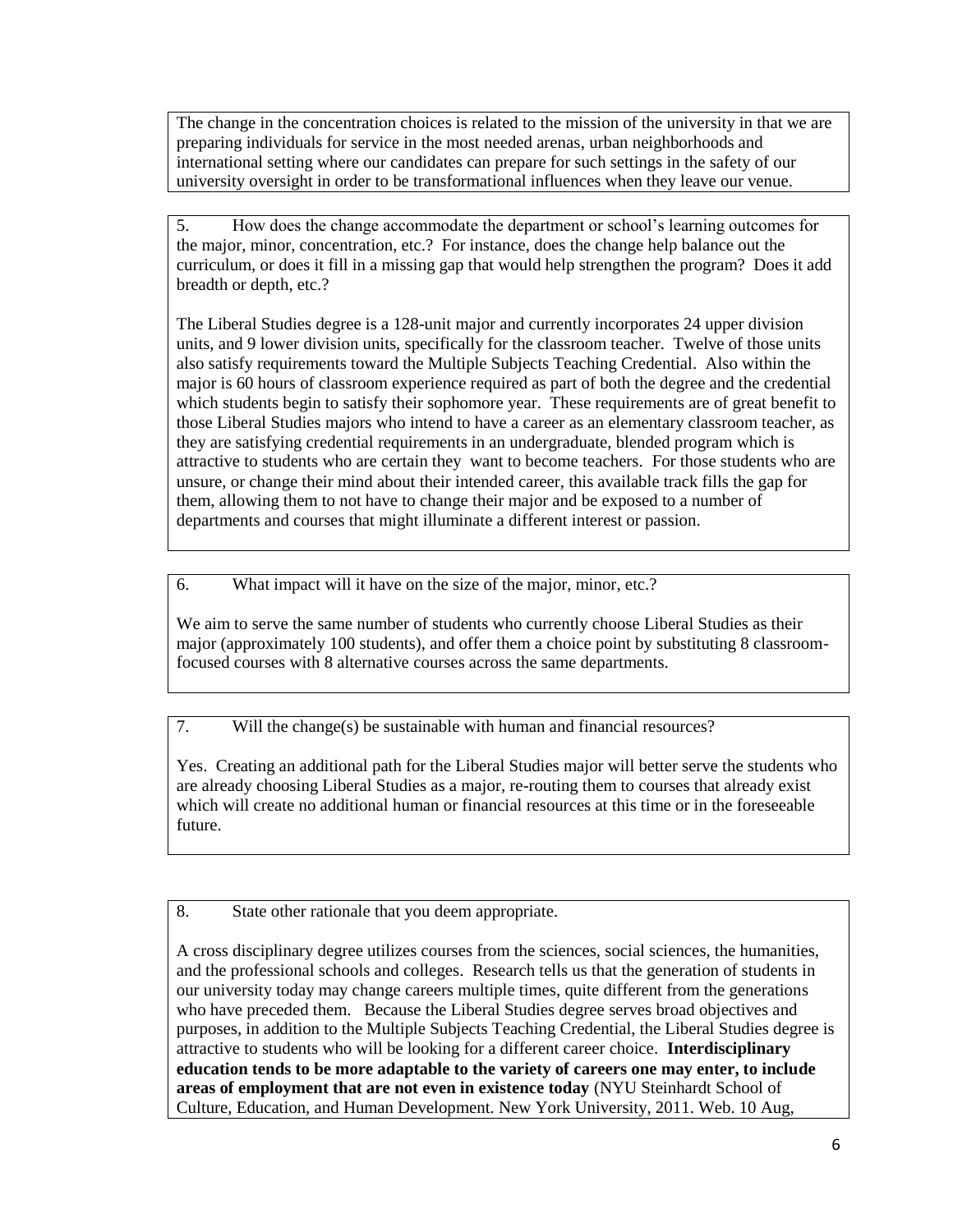The change in the concentration choices is related to the mission of the university in that we are preparing individuals for service in the most needed arenas, urban neighborhoods and international setting where our candidates can prepare for such settings in the safety of our university oversight in order to be transformational influences when they leave our venue.

5. How does the change accommodate the department or school's learning outcomes for the major, minor, concentration, etc.? For instance, does the change help balance out the curriculum, or does it fill in a missing gap that would help strengthen the program? Does it add breadth or depth, etc.?

The Liberal Studies degree is a 128-unit major and currently incorporates 24 upper division units, and 9 lower division units, specifically for the classroom teacher. Twelve of those units also satisfy requirements toward the Multiple Subjects Teaching Credential. Also within the major is 60 hours of classroom experience required as part of both the degree and the credential which students begin to satisfy their sophomore year. These requirements are of great benefit to those Liberal Studies majors who intend to have a career as an elementary classroom teacher, as they are satisfying credential requirements in an undergraduate, blended program which is attractive to students who are certain they want to become teachers. For those students who are unsure, or change their mind about their intended career, this available track fills the gap for them, allowing them to not have to change their major and be exposed to a number of departments and courses that might illuminate a different interest or passion.

6. What impact will it have on the size of the major, minor, etc.?

We aim to serve the same number of students who currently choose Liberal Studies as their major (approximately 100 students), and offer them a choice point by substituting 8 classroom-focused courses with 8 alternative courses across the same departments.

7. Will the change(s) be sustainable with human and financial resources?

Yes. Creating an additional path for the Liberal Studies major will better serve the students who are already choosing Liberal Studies as a major, re-routing them to courses that already exist which will create no additional human or financial resources at this time or in the foreseeable future.

8. State other rationale that you deem appropriate.

A cross disciplinary degree utilizes courses from the sciences, social sciences, the humanities, and the professional schools and colleges. Research tells us that the generation of students in our university today may change careers multiple times, quite different from the generations who have preceded them. Because the Liberal Studies degree serves broad objectives and purposes, in addition to the Multiple Subjects Teaching Credential, the Liberal Studies degree is attractive to students who will be looking for a different career choice. **Interdisciplinary education tends to be more adaptable to the variety of careers one may enter, to include areas of employment that are not even in existence today** (NYU Steinhardt School of Culture, Education, and Human Development. New York University, 2011. Web. 10 Aug,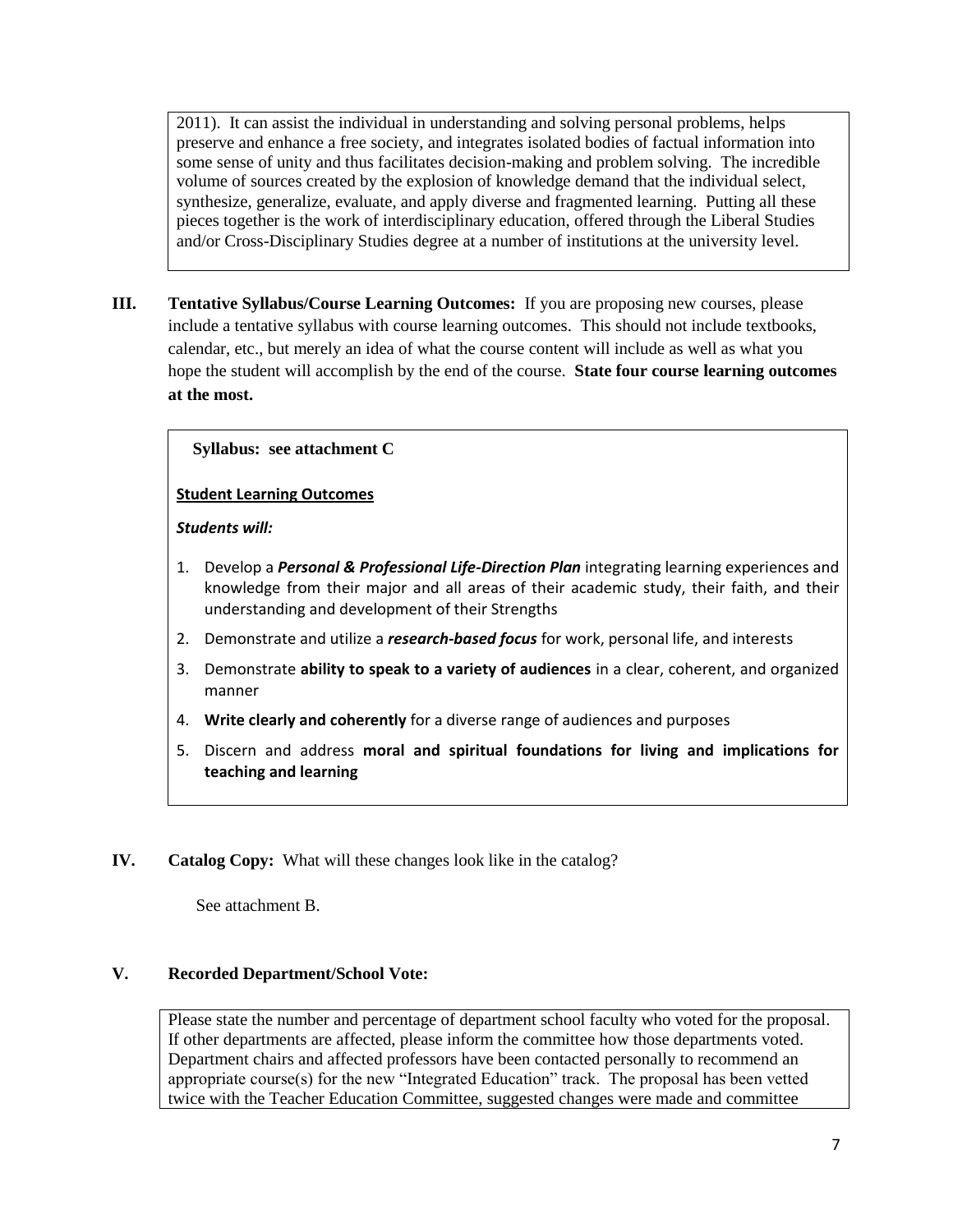2011). It can assist the individual in understanding and solving personal problems, helps preserve and enhance a free society, and integrates isolated bodies of factual information into some sense of unity and thus facilitates decision-making and problem solving. The incredible volume of sources created by the explosion of knowledge demand that the individual select, synthesize, generalize, evaluate, and apply diverse and fragmented learning. Putting all these pieces together is the work of interdisciplinary education, offered through the Liberal Studies and/or Cross-Disciplinary Studies degree at a number of institutions at the university level.

**III. Tentative Syllabus/Course Learning Outcomes:** If you are proposing new courses, please include a tentative syllabus with course learning outcomes. This should not include textbooks, calendar, etc., but merely an idea of what the course content will include as well as what you hope the student will accomplish by the end of the course. **State four course learning outcomes at the most.**

**Syllabus: see attachment C**

**Student Learning Outcomes**

***Students will:***

1. Develop a ***Personal & Professional Life-Direction Plan*** integrating learning experiences and knowledge from their major and all areas of their academic study, their faith, and their understanding and development of their Strengths
2. Demonstrate and utilize a ***research-based focus*** for work, personal life, and interests
3. Demonstrate **ability to speak to a variety of audiences** in a clear, coherent, and organized manner
4. **Write clearly and coherently** for a diverse range of audiences and purposes
5. Discern and address **moral and spiritual foundations for living and implications for teaching and learning**

**IV. Catalog Copy:** What will these changes look like in the catalog?

See attachment B.

**V. Recorded Department/School Vote:**

Please state the number and percentage of department school faculty who voted for the proposal. If other departments are affected, please inform the committee how those departments voted. Department chairs and affected professors have been contacted personally to recommend an appropriate course(s) for the new "Integrated Education" track. The proposal has been vetted twice with the Teacher Education Committee, suggested changes were made and committee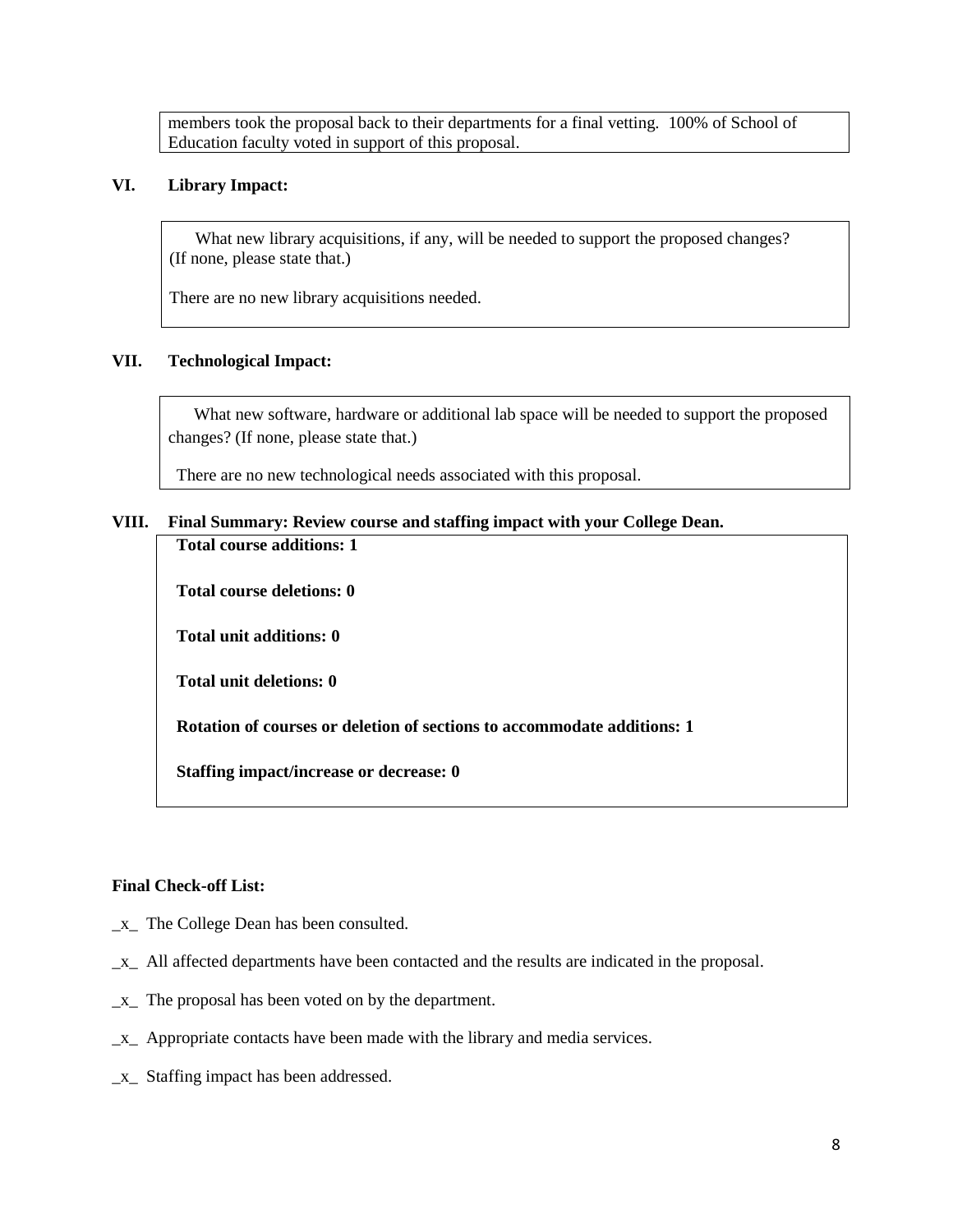members took the proposal back to their departments for a final vetting. 100% of School of Education faculty voted in support of this proposal.

## VI. Library Impact:

What new library acquisitions, if any, will be needed to support the proposed changes? (If none, please state that.)

There are no new library acquisitions needed.

## VII. Technological Impact:

What new software, hardware or additional lab space will be needed to support the proposed changes? (If none, please state that.)

There are no new technological needs associated with this proposal.

## VIII. Final Summary: Review course and staffing impact with your College Dean.

**Total course additions: 1**

**Total course deletions: 0**

**Total unit additions: 0**

**Total unit deletions: 0**

**Rotation of courses or deletion of sections to accommodate additions: 1**

**Staffing impact/increase or decrease: 0**

**Final Check-off List:**

_x_ The College Dean has been consulted.

_x_ All affected departments have been contacted and the results are indicated in the proposal.

_x_ The proposal has been voted on by the department.

_x_ Appropriate contacts have been made with the library and media services.

_x_ Staffing impact has been addressed.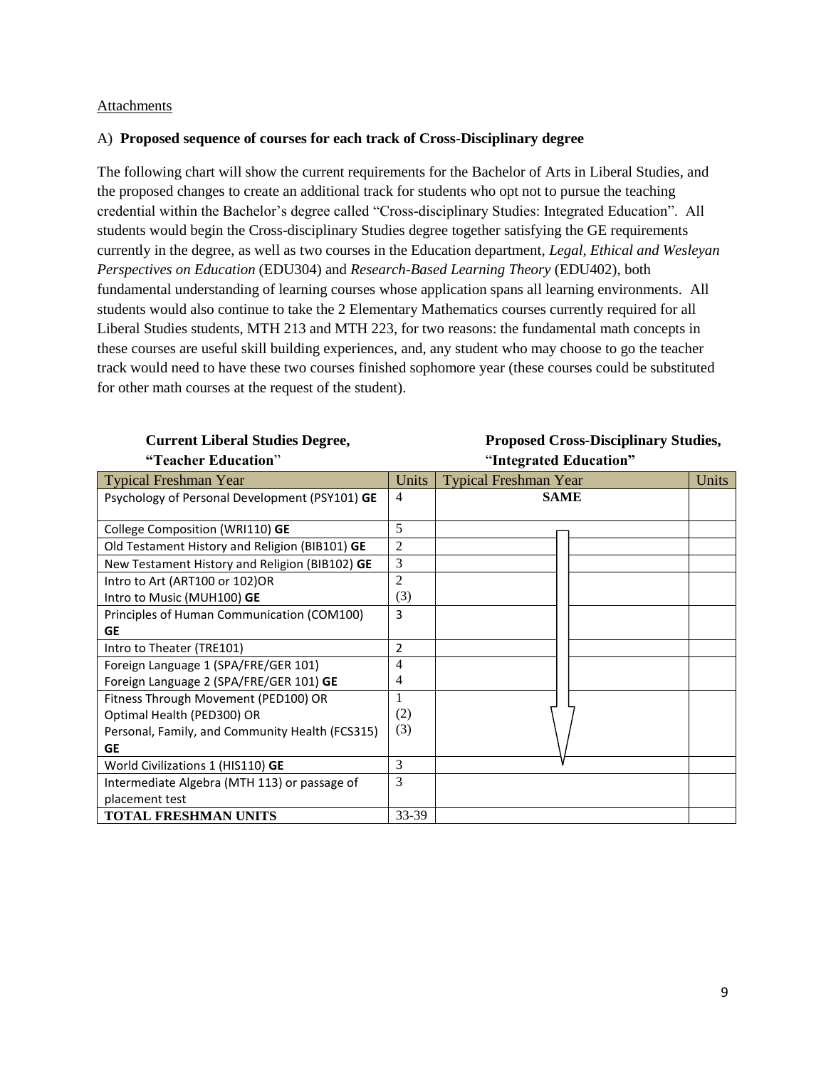Attachments

A) **Proposed sequence of courses for each track of Cross-Disciplinary degree**

The following chart will show the current requirements for the Bachelor of Arts in Liberal Studies, and the proposed changes to create an additional track for students who opt not to pursue the teaching credential within the Bachelor's degree called "Cross-disciplinary Studies: Integrated Education". All students would begin the Cross-disciplinary Studies degree together satisfying the GE requirements currently in the degree, as well as two courses in the Education department, *Legal, Ethical and Wesleyan Perspectives on Education* (EDU304) and *Research-Based Learning Theory* (EDU402), both fundamental understanding of learning courses whose application spans all learning environments. All students would also continue to take the 2 Elementary Mathematics courses currently required for all Liberal Studies students, MTH 213 and MTH 223, for two reasons: the fundamental math concepts in these courses are useful skill building experiences, and, any student who may choose to go the teacher track would need to have these two courses finished sophomore year (these courses could be substituted for other math courses at the request of the student).

| **Current Liberal Studies Degree, "Teacher Education"** | | **Proposed Cross-Disciplinary Studies, "Integrated Education"** | |
|---|---|---|---|
| Typical Freshman Year | Units | Typical Freshman Year | Units |
| Psychology of Personal Development (PSY101) **GE** | 4 | **SAME** | |
| College Composition (WRI110) **GE** | 5 | | |
| Old Testament History and Religion (BIB101) **GE** | 2 | | |
| New Testament History and Religion (BIB102) **GE** | 3 | | |
| Intro to Art (ART100 or 102)OR<br>Intro to Music (MUH100) **GE** | 2<br>(3) | | |
| Principles of Human Communication (COM100) **GE** | 3 | | |
| Intro to Theater (TRE101) | 2 | | |
| Foreign Language 1 (SPA/FRE/GER 101)<br>Foreign Language 2 (SPA/FRE/GER 101) **GE** | 4<br>4 | | |
| Fitness Through Movement (PED100) OR<br>Optimal Health (PED300) OR<br>Personal, Family, and Community Health (FCS315) **GE** | 1<br>(2)<br>(3) | | |
| World Civilizations 1 (HIS110) **GE** | 3 | | |
| Intermediate Algebra (MTH 113) or passage of placement test | 3 | | |
| **TOTAL FRESHMAN UNITS** | 33-39 | | |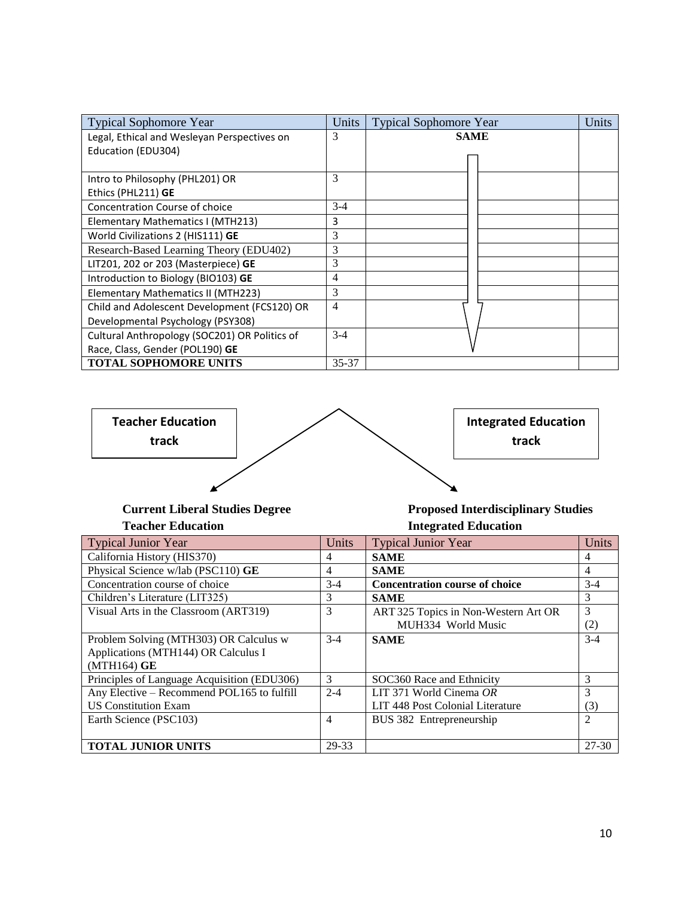| Typical Sophomore Year | Units | Typical Sophomore Year | Units |
|---|---|---|---|
| Legal, Ethical and Wesleyan Perspectives on Education (EDU304) | 3 | **SAME** | |
| Intro to Philosophy (PHL201) OR Ethics (PHL211) **GE** | 3 | | |
| Concentration Course of choice | 3-4 | | |
| Elementary Mathematics I (MTH213) | 3 | | |
| World Civilizations 2 (HIS111) **GE** | 3 | | |
| Research-Based Learning Theory (EDU402) | 3 | | |
| LIT201, 202 or 203 (Masterpiece) **GE** | 3 | | |
| Introduction to Biology (BIO103) **GE** | 4 | | |
| Elementary Mathematics II (MTH223) | 3 | | |
| Child and Adolescent Development (FCS120) OR Developmental Psychology (PSY308) | 4 | | |
| Cultural Anthropology (SOC201) OR Politics of Race, Class, Gender (POL190) **GE** | 3-4 | | |
| **TOTAL SOPHOMORE UNITS** | 35-37 | | |

**Teacher Education track**

**Integrated Education track**

**Current Liberal Studies Degree Teacher Education**

**Proposed Interdisciplinary Studies Integrated Education**

| Typical Junior Year | Units | Typical Junior Year | Units |
|---|---|---|---|
| California History (HIS370) | 4 | **SAME** | 4 |
| Physical Science w/lab (PSC110) **GE** | 4 | **SAME** | 4 |
| Concentration course of choice | 3-4 | **Concentration course of choice** | 3-4 |
| Children's Literature (LIT325) | 3 | **SAME** | 3 |
| Visual Arts in the Classroom (ART319) | 3 | ART 325 Topics in Non-Western Art OR MUH334 World Music | 3 (2) |
| Problem Solving (MTH303) OR Calculus w Applications (MTH144) OR Calculus I (MTH164) **GE** | 3-4 | **SAME** | 3-4 |
| Principles of Language Acquisition (EDU306) | 3 | SOC360 Race and Ethnicity | 3 |
| Any Elective – Recommend POL165 to fulfill US Constitution Exam | 2-4 | LIT 371 World Cinema *OR* LIT 448 Post Colonial Literature | 3 (3) |
| Earth Science (PSC103) | 4 | BUS 382 Entrepreneurship | 2 |
| **TOTAL JUNIOR UNITS** | 29-33 | | 27-30 |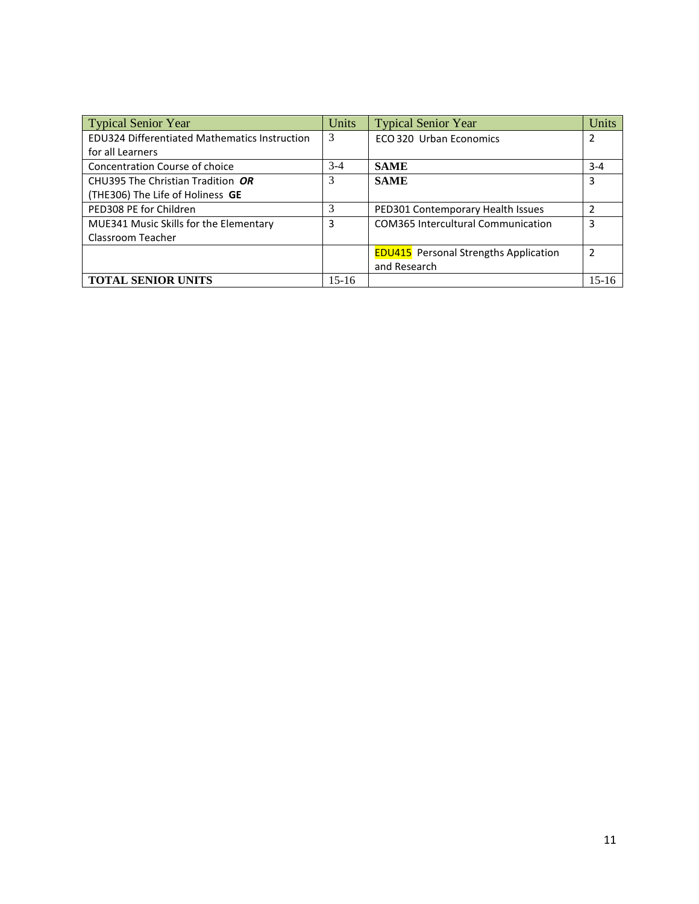| Typical Senior Year | Units | Typical Senior Year | Units |
|---|---|---|---|
| EDU324 Differentiated Mathematics Instruction for all Learners | 3 | ECO 320 Urban Economics | 2 |
| Concentration Course of choice | 3-4 | **SAME** | 3-4 |
| CHU395 The Christian Tradition ***OR*** (THE306) The Life of Holiness **GE** | 3 | **SAME** | 3 |
| PED308 PE for Children | 3 | PED301 Contemporary Health Issues | 2 |
| MUE341 Music Skills for the Elementary Classroom Teacher | 3 | COM365 Intercultural Communication | 3 |
| | | EDU415 Personal Strengths Application and Research | 2 |
| **TOTAL SENIOR UNITS** | 15-16 | | 15-16 |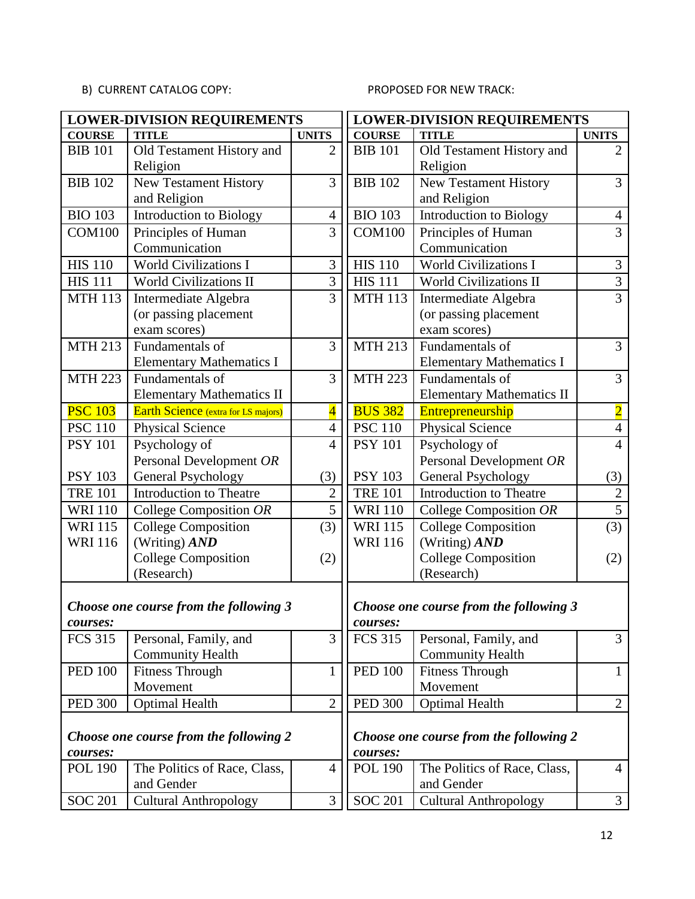B) CURRENT CATALOG COPY:

| LOWER-DIVISION REQUIREMENTS | | |
|---|---|---|
| **COURSE** | **TITLE** | **UNITS** |
| BIB 101 | Old Testament History and Religion | 2 |
| BIB 102 | New Testament History and Religion | 3 |
| BIO 103 | Introduction to Biology | 4 |
| COM100 | Principles of Human Communication | 3 |
| HIS 110 | World Civilizations I | 3 |
| HIS 111 | World Civilizations II | 3 |
| MTH 113 | Intermediate Algebra (or passing placement exam scores) | 3 |
| MTH 213 | Fundamentals of Elementary Mathematics I | 3 |
| MTH 223 | Fundamentals of Elementary Mathematics II | 3 |
| PSC 103 | Earth Science (extra for LS majors) | 4 |
| PSC 110 | Physical Science | 4 |
| PSY 101<br>PSY 103 | Psychology of Personal Development *OR*<br>General Psychology | 4<br>(3) |
| TRE 101 | Introduction to Theatre | 2 |
| WRI 110 | College Composition *OR* | 5 |
| WRI 115<br>WRI 116 | College Composition (Writing) ***AND***<br>College Composition (Research) | (3)<br>(2) |
| ***Choose one course from the following 3 courses:*** | | |
| FCS 315 | Personal, Family, and Community Health | 3 |
| PED 100 | Fitness Through Movement | 1 |
| PED 300 | Optimal Health | 2 |
| ***Choose one course from the following 2 courses:*** | | |
| POL 190 | The Politics of Race, Class, and Gender | 4 |
| SOC 201 | Cultural Anthropology | 3 |

PROPOSED FOR NEW TRACK:

| LOWER-DIVISION REQUIREMENTS | | |
|---|---|---|
| **COURSE** | **TITLE** | **UNITS** |
| BIB 101 | Old Testament History and Religion | 2 |
| BIB 102 | New Testament History and Religion | 3 |
| BIO 103 | Introduction to Biology | 4 |
| COM100 | Principles of Human Communication | 3 |
| HIS 110 | World Civilizations I | 3 |
| HIS 111 | World Civilizations II | 3 |
| MTH 113 | Intermediate Algebra (or passing placement exam scores) | 3 |
| MTH 213 | Fundamentals of Elementary Mathematics I | 3 |
| MTH 223 | Fundamentals of Elementary Mathematics II | 3 |
| BUS 382 | Entrepreneurship | 2 |
| PSC 110 | Physical Science | 4 |
| PSY 101<br>PSY 103 | Psychology of Personal Development *OR*<br>General Psychology | 4<br>(3) |
| TRE 101 | Introduction to Theatre | 2 |
| WRI 110 | College Composition *OR* | 5 |
| WRI 115<br>WRI 116 | College Composition (Writing) ***AND***<br>College Composition (Research) | (3)<br>(2) |
| ***Choose one course from the following 3 courses:*** | | |
| FCS 315 | Personal, Family, and Community Health | 3 |
| PED 100 | Fitness Through Movement | 1 |
| PED 300 | Optimal Health | 2 |
| ***Choose one course from the following 2 courses:*** | | |
| POL 190 | The Politics of Race, Class, and Gender | 4 |
| SOC 201 | Cultural Anthropology | 3 |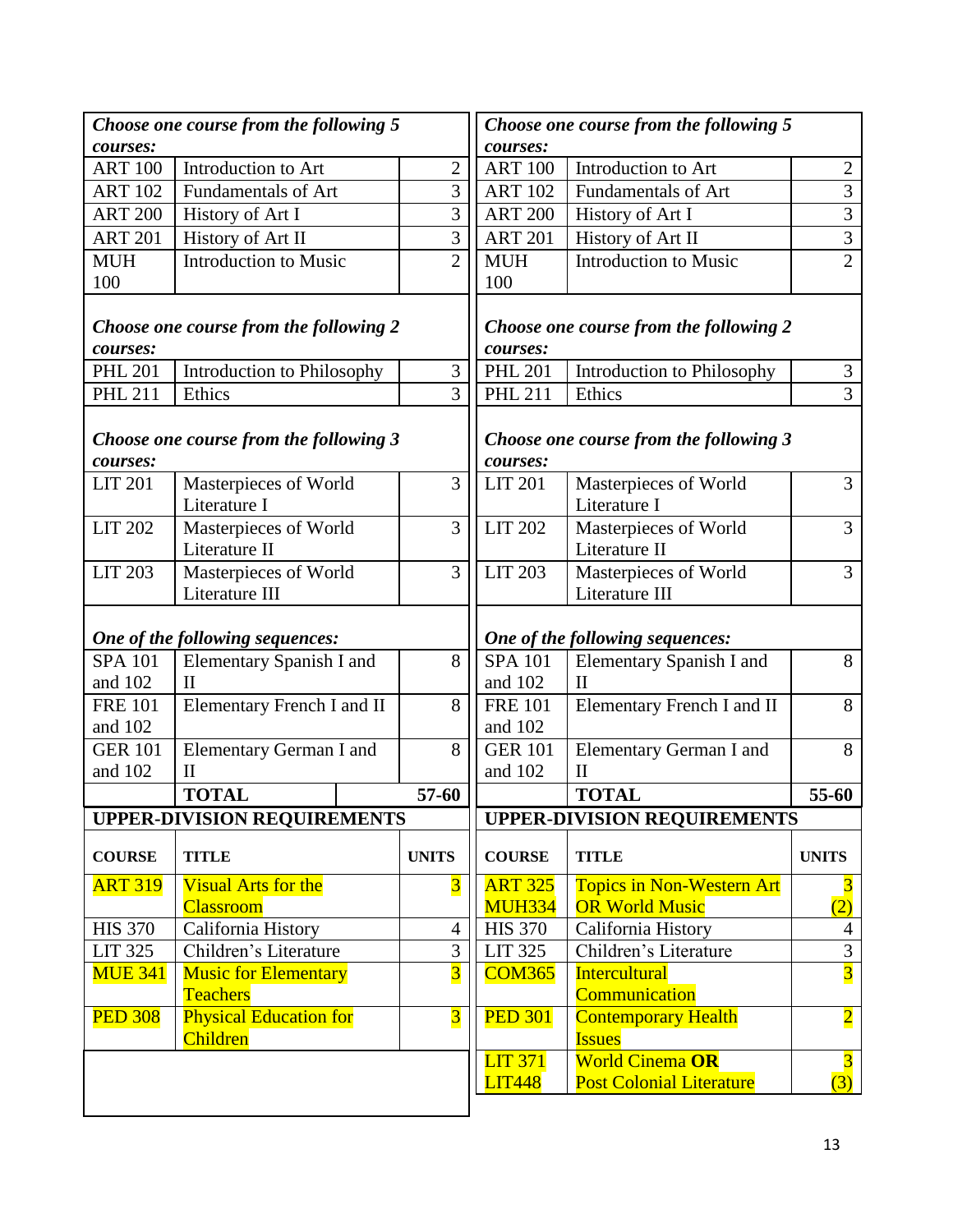| *Choose one course from the following 5 courses:* | | |
|---|---|---|
| ART 100 | Introduction to Art | 2 |
| ART 102 | Fundamentals of Art | 3 |
| ART 200 | History of Art I | 3 |
| ART 201 | History of Art II | 3 |
| MUH 100 | Introduction to Music | 2 |
| ***Choose one course from the following 2 courses:*** | | |
| PHL 201 | Introduction to Philosophy | 3 |
| PHL 211 | Ethics | 3 |
| ***Choose one course from the following 3 courses:*** | | |
| LIT 201 | Masterpieces of World Literature I | 3 |
| LIT 202 | Masterpieces of World Literature II | 3 |
| LIT 203 | Masterpieces of World Literature III | 3 |
| ***One of the following sequences:*** | | |
| SPA 101 and 102 | Elementary Spanish I and II | 8 |
| FRE 101 and 102 | Elementary French I and II | 8 |
| GER 101 and 102 | Elementary German I and II | 8 |
| | **TOTAL** | **57-60** |
| **UPPER-DIVISION REQUIREMENTS** | | |
| **COURSE** | **TITLE** | **UNITS** |
| ART 319 | Visual Arts for the Classroom | 3 |
| HIS 370 | California History | 4 |
| LIT 325 | Children's Literature | 3 |
| MUE 341 | Music for Elementary Teachers | 3 |
| PED 308 | Physical Education for Children | 3 |

| *Choose one course from the following 5 courses:* | | |
|---|---|---|
| ART 100 | Introduction to Art | 2 |
| ART 102 | Fundamentals of Art | 3 |
| ART 200 | History of Art I | 3 |
| ART 201 | History of Art II | 3 |
| MUH 100 | Introduction to Music | 2 |
| ***Choose one course from the following 2 courses:*** | | |
| PHL 201 | Introduction to Philosophy | 3 |
| PHL 211 | Ethics | 3 |
| ***Choose one course from the following 3 courses:*** | | |
| LIT 201 | Masterpieces of World Literature I | 3 |
| LIT 202 | Masterpieces of World Literature II | 3 |
| LIT 203 | Masterpieces of World Literature III | 3 |
| ***One of the following sequences:*** | | |
| SPA 101 and 102 | Elementary Spanish I and II | 8 |
| FRE 101 and 102 | Elementary French I and II | 8 |
| GER 101 and 102 | Elementary German I and II | 8 |
| | **TOTAL** | **55-60** |
| **UPPER-DIVISION REQUIREMENTS** | | |
| **COURSE** | **TITLE** | **UNITS** |
| ART 325 MUH334 | Topics in Non-Western Art OR World Music | 3 (2) |
| HIS 370 | California History | 4 |
| LIT 325 | Children's Literature | 3 |
| COM365 | Intercultural Communication | 3 |
| PED 301 | Contemporary Health Issues | 2 |
| LIT 371 LIT448 | World Cinema **OR** Post Colonial Literature | 3 (3) |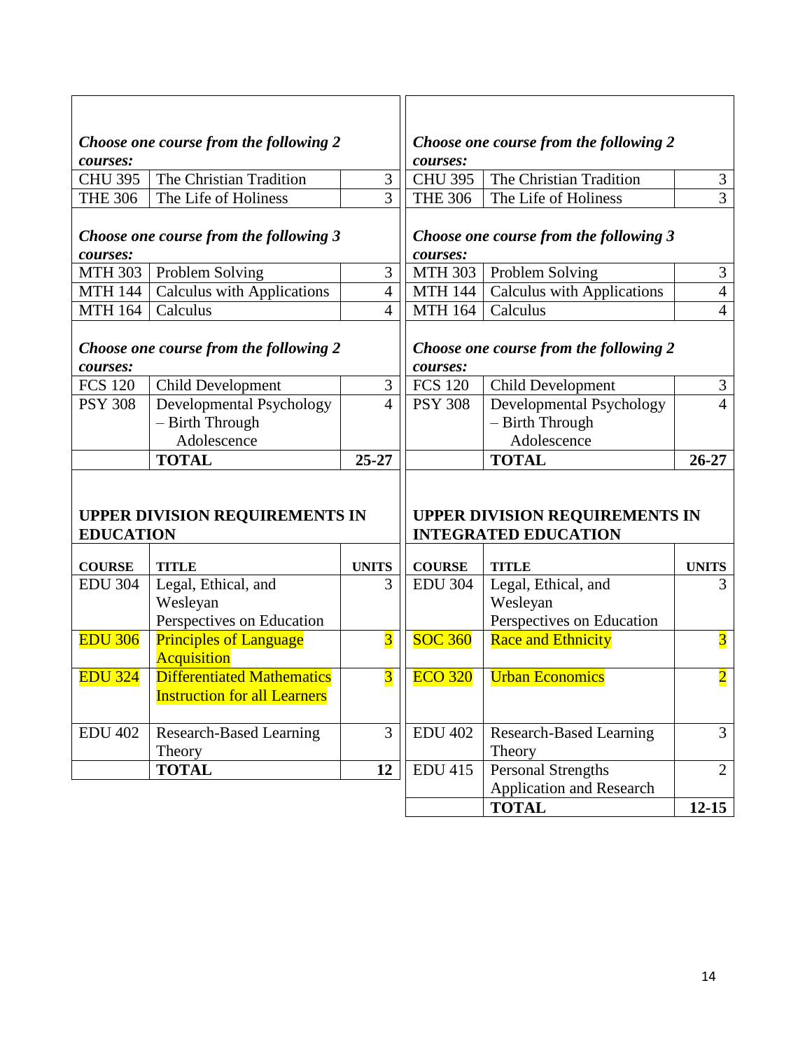| | | |
|---|---|---|
| ***Choose one course from the following 2 courses:*** | | |
| CHU 395 | The Christian Tradition | 3 |
| THE 306 | The Life of Holiness | 3 |
| ***Choose one course from the following 3 courses:*** | | |
| MTH 303 | Problem Solving | 3 |
| MTH 144 | Calculus with Applications | 4 |
| MTH 164 | Calculus | 4 |
| ***Choose one course from the following 2 courses:*** | | |
| FCS 120 | Child Development | 3 |
| PSY 308 | Developmental Psychology – Birth Through Adolescence | 4 |
| | **TOTAL** | **25-27** |

| | | |
|---|---|---|
| ***Choose one course from the following 2 courses:*** | | |
| CHU 395 | The Christian Tradition | 3 |
| THE 306 | The Life of Holiness | 3 |
| ***Choose one course from the following 3 courses:*** | | |
| MTH 303 | Problem Solving | 3 |
| MTH 144 | Calculus with Applications | 4 |
| MTH 164 | Calculus | 4 |
| ***Choose one course from the following 2 courses:*** | | |
| FCS 120 | Child Development | 3 |
| PSY 308 | Developmental Psychology – Birth Through Adolescence | 4 |
| | **TOTAL** | **26-27** |

**UPPER DIVISION REQUIREMENTS IN EDUCATION**

| **COURSE** | **TITLE** | **UNITS** |
|---|---|---|
| EDU 304 | Legal, Ethical, and Wesleyan Perspectives on Education | 3 |
| EDU 306 | Principles of Language Acquisition | 3 |
| EDU 324 | Differentiated Mathematics Instruction for all Learners | 3 |
| EDU 402 | Research-Based Learning Theory | 3 |
| | **TOTAL** | **12** |

**UPPER DIVISION REQUIREMENTS IN INTEGRATED EDUCATION**

| **COURSE** | **TITLE** | **UNITS** |
|---|---|---|
| EDU 304 | Legal, Ethical, and Wesleyan Perspectives on Education | 3 |
| SOC 360 | Race and Ethnicity | 3 |
| ECO 320 | Urban Economics | 2 |
| EDU 402 | Research-Based Learning Theory | 3 |
| EDU 415 | Personal Strengths Application and Research | 2 |
| | **TOTAL** | **12-15** |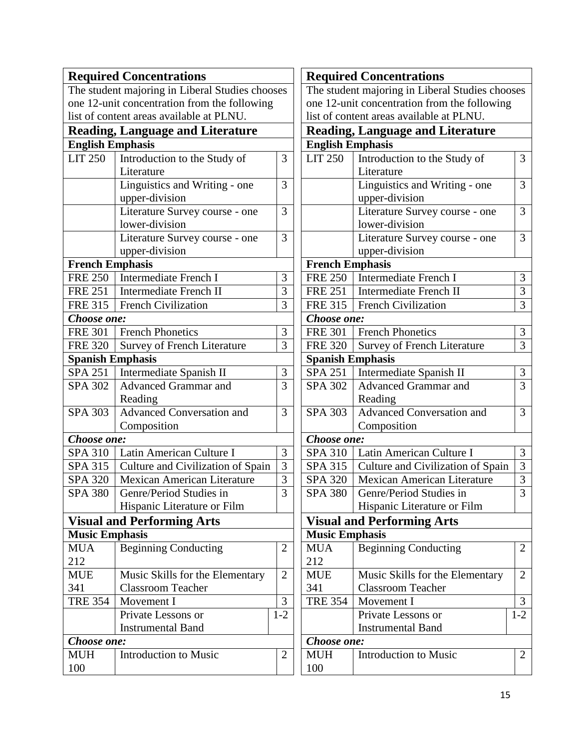| Required Concentrations | | |
|---|---|---|
| The student majoring in Liberal Studies chooses one 12-unit concentration from the following list of content areas available at PLNU. | | |
| **Reading, Language and Literature** | | |
| **English Emphasis** | | |
| LIT 250 | Introduction to the Study of Literature | 3 |
| | Linguistics and Writing - one upper-division | 3 |
| | Literature Survey course - one lower-division | 3 |
| | Literature Survey course - one upper-division | 3 |
| **French Emphasis** | | |
| FRE 250 | Intermediate French I | 3 |
| FRE 251 | Intermediate French II | 3 |
| FRE 315 | French Civilization | 3 |
| ***Choose one:*** | | |
| FRE 301 | French Phonetics | 3 |
| FRE 320 | Survey of French Literature | 3 |
| **Spanish Emphasis** | | |
| SPA 251 | Intermediate Spanish II | 3 |
| SPA 302 | Advanced Grammar and Reading | 3 |
| SPA 303 | Advanced Conversation and Composition | 3 |
| ***Choose one:*** | | |
| SPA 310 | Latin American Culture I | 3 |
| SPA 315 | Culture and Civilization of Spain | 3 |
| SPA 320 | Mexican American Literature | 3 |
| SPA 380 | Genre/Period Studies in Hispanic Literature or Film | 3 |
| **Visual and Performing Arts** | | |
| **Music Emphasis** | | |
| MUA 212 | Beginning Conducting | 2 |
| MUE 341 | Music Skills for the Elementary Classroom Teacher | 2 |
| TRE 354 | Movement I | 3 |
| | Private Lessons or Instrumental Band | 1-2 |
| ***Choose one:*** | | |
| MUH 100 | Introduction to Music | 2 |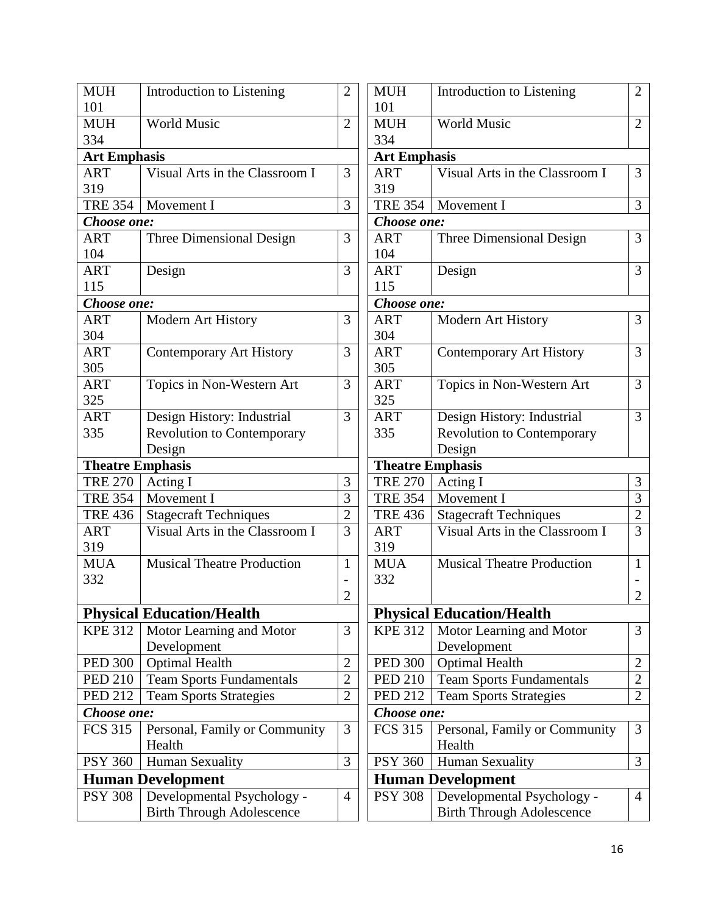| Course | Title | Credits |
|---|---|---|
| MUH 101 | Introduction to Listening | 2 |
| MUH 334 | World Music | 2 |
| **Art Emphasis** | | |
| ART 319 | Visual Arts in the Classroom I | 3 |
| TRE 354 | Movement I | 3 |
| ***Choose one:*** | | |
| ART 104 | Three Dimensional Design | 3 |
| ART 115 | Design | 3 |
| ***Choose one:*** | | |
| ART 304 | Modern Art History | 3 |
| ART 305 | Contemporary Art History | 3 |
| ART 325 | Topics in Non-Western Art | 3 |
| ART 335 | Design History: Industrial Revolution to Contemporary Design | 3 |
| **Theatre Emphasis** | | |
| TRE 270 | Acting I | 3 |
| TRE 354 | Movement I | 3 |
| TRE 436 | Stagecraft Techniques | 2 |
| ART 319 | Visual Arts in the Classroom I | 3 |
| MUA 332 | Musical Theatre Production | 1 - 2 |
| **Physical Education/Health** | | |
| KPE 312 | Motor Learning and Motor Development | 3 |
| PED 300 | Optimal Health | 2 |
| PED 210 | Team Sports Fundamentals | 2 |
| PED 212 | Team Sports Strategies | 2 |
| ***Choose one:*** | | |
| FCS 315 | Personal, Family or Community Health | 3 |
| PSY 360 | Human Sexuality | 3 |
| **Human Development** | | |
| PSY 308 | Developmental Psychology - Birth Through Adolescence | 4 |

| Course | Title | Credits |
|---|---|---|
| MUH 101 | Introduction to Listening | 2 |
| MUH 334 | World Music | 2 |
| **Art Emphasis** | | |
| ART 319 | Visual Arts in the Classroom I | 3 |
| TRE 354 | Movement I | 3 |
| ***Choose one:*** | | |
| ART 104 | Three Dimensional Design | 3 |
| ART 115 | Design | 3 |
| ***Choose one:*** | | |
| ART 304 | Modern Art History | 3 |
| ART 305 | Contemporary Art History | 3 |
| ART 325 | Topics in Non-Western Art | 3 |
| ART 335 | Design History: Industrial Revolution to Contemporary Design | 3 |
| **Theatre Emphasis** | | |
| TRE 270 | Acting I | 3 |
| TRE 354 | Movement I | 3 |
| TRE 436 | Stagecraft Techniques | 2 |
| ART 319 | Visual Arts in the Classroom I | 3 |
| MUA 332 | Musical Theatre Production | 1 - 2 |
| **Physical Education/Health** | | |
| KPE 312 | Motor Learning and Motor Development | 3 |
| PED 300 | Optimal Health | 2 |
| PED 210 | Team Sports Fundamentals | 2 |
| PED 212 | Team Sports Strategies | 2 |
| ***Choose one:*** | | |
| FCS 315 | Personal, Family or Community Health | 3 |
| PSY 360 | Human Sexuality | 3 |
| **Human Development** | | |
| PSY 308 | Developmental Psychology - Birth Through Adolescence | 4 |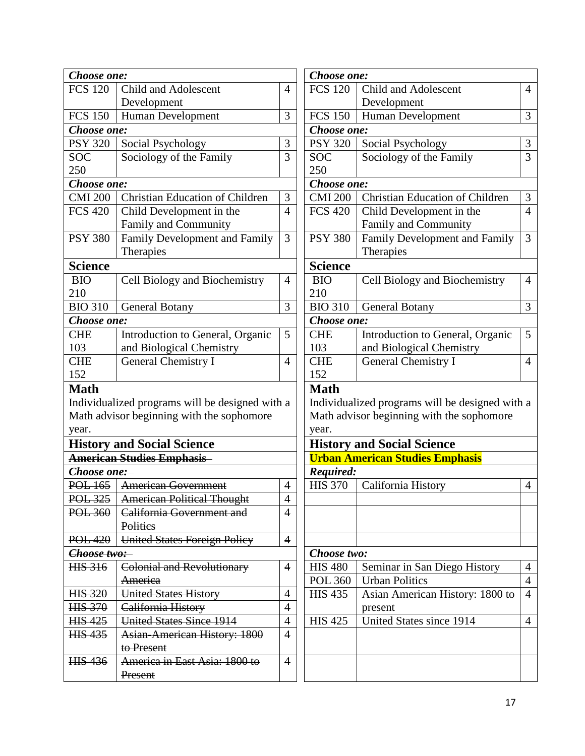| *Choose one:* | | |
|---|---|---|
| FCS 120 | Child and Adolescent Development | 4 |
| FCS 150 | Human Development | 3 |
| ***Choose one:*** | | |
| PSY 320 | Social Psychology | 3 |
| SOC 250 | Sociology of the Family | 3 |
| ***Choose one:*** | | |
| CMI 200 | Christian Education of Children | 3 |
| FCS 420 | Child Development in the Family and Community | 4 |
| PSY 380 | Family Development and Family Therapies | 3 |
| **Science** | | |
| BIO 210 | Cell Biology and Biochemistry | 4 |
| BIO 310 | General Botany | 3 |
| ***Choose one:*** | | |
| CHE 103 | Introduction to General, Organic and Biological Chemistry | 5 |
| CHE 152 | General Chemistry I | 4 |

**Math**

Individualized programs will be designed with a Math advisor beginning with the sophomore year.

| **History and Social Science** | | |
|---|---|---|
| ~~**American Studies Emphasis**~~ | | |
| ~~***Choose one:***~~ | | |
| ~~POL 165~~ | ~~American Government~~ | 4 |
| ~~POL 325~~ | ~~American Political Thought~~ | 4 |
| ~~POL 360~~ | ~~California Government and Politics~~ | 4 |
| ~~POL 420~~ | ~~United States Foreign Policy~~ | ~~4~~ |
| ~~***Choose two:***~~ | | |
| ~~HIS 316~~ | ~~Colonial and Revolutionary America~~ | ~~4~~ |
| ~~HIS 320~~ | ~~United States History~~ | 4 |
| ~~HIS 370~~ | ~~California History~~ | 4 |
| ~~HIS 425~~ | ~~United States Since 1914~~ | 4 |
| ~~HIS 435~~ | ~~Asian-American History: 1800 to Present~~ | ~~4~~ |
| ~~HIS 436~~ | ~~America in East Asia: 1800 to Present~~ | 4 |

| *Choose one:* | | |
|---|---|---|
| FCS 120 | Child and Adolescent Development | 4 |
| FCS 150 | Human Development | 3 |
| ***Choose one:*** | | |
| PSY 320 | Social Psychology | 3 |
| SOC 250 | Sociology of the Family | 3 |
| ***Choose one:*** | | |
| CMI 200 | Christian Education of Children | 3 |
| FCS 420 | Child Development in the Family and Community | 4 |
| PSY 380 | Family Development and Family Therapies | 3 |
| **Science** | | |
| BIO 210 | Cell Biology and Biochemistry | 4 |
| BIO 310 | General Botany | 3 |
| ***Choose one:*** | | |
| CHE 103 | Introduction to General, Organic and Biological Chemistry | 5 |
| CHE 152 | General Chemistry I | 4 |

**Math**

Individualized programs will be designed with a Math advisor beginning with the sophomore year.

| **History and Social Science** | | |
|---|---|---|
| **Urban American Studies Emphasis** | | |
| ***Required:*** | | |
| HIS 370 | California History | 4 |
| | | |
| | | |
| | | |
| ***Choose two:*** | | |
| HIS 480 | Seminar in San Diego History | 4 |
| POL 360 | Urban Politics | 4 |
| HIS 435 | Asian American History: 1800 to present | 4 |
| HIS 425 | United States since 1914 | 4 |
| | | |
| | | |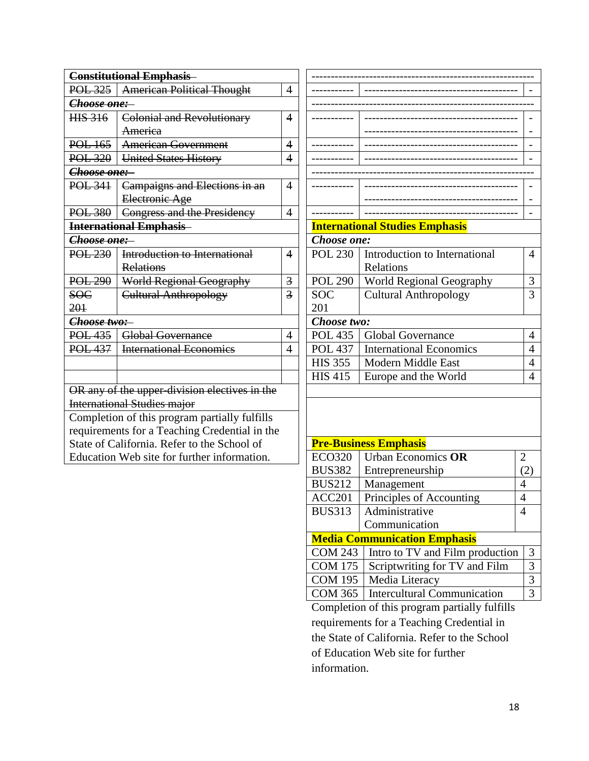| ~~**Constitutional Emphasis**~~ | | |
|---|---|---|
| ~~POL 325~~ | ~~American Political Thought~~ | 4 |
| ~~***Choose one:***~~ | | |
| ~~HIS 316~~ | ~~Colonial and Revolutionary America~~ | ~~4~~ |
| ~~POL 165~~ | ~~American Government~~ | ~~4~~ |
| ~~POL 320~~ | ~~United States History~~ | ~~4~~ |
| ~~***Choose one:***~~ | | |
| ~~POL 341~~ | ~~Campaigns and Elections in an Electronic Age~~ | 4 |
| ~~POL 380~~ | ~~Congress and the Presidency~~ | 4 |
| ~~**International Emphasis**~~ | | |
| ~~***Choose one:***~~ | | |
| ~~POL 230~~ | ~~Introduction to International Relations~~ | ~~4~~ |
| ~~POL 290~~ | ~~World Regional Geography~~ | ~~3~~ |
| ~~SOC 201~~ | ~~Cultural Anthropology~~ | ~~3~~ |
| ~~***Choose two:***~~ | | |
| ~~POL 435~~ | ~~Global Governance~~ | 4 |
| ~~POL 437~~ | ~~International Economics~~ | 4 |
| | | |
| | | |
| ~~OR any of the upper-division electives in the International Studies major~~ | | |
| Completion of this program partially fulfills requirements for a Teaching Credential in the State of California. Refer to the School of Education Web site for further information. | | |

| -------------------------------------------------------- | | |
|---|---|---|
| ----------- | ---------------------------------------- | - |
| -------------------------------------------------------- | | |
| ----------- | ---------------------------------------- ---------------------------------------- | - - |
| ----------- | ---------------------------------------- | - |
| ----------- | ---------------------------------------- | - |
| -------------------------------------------------------- | | |
| ----------- | ---------------------------------------- ---------------------------------------- | - - |
| ----------- | ---------------------------------------- | - |
| **International Studies Emphasis** | | |
| ***Choose one:*** | | |
| POL 230 | Introduction to International Relations | 4 |
| POL 290 | World Regional Geography | 3 |
| SOC 201 | Cultural Anthropology | 3 |
| ***Choose two:*** | | |
| POL 435 | Global Governance | 4 |
| POL 437 | International Economics | 4 |
| HIS 355 | Modern Middle East | 4 |
| HIS 415 | Europe and the World | 4 |

| **Pre-Business Emphasis** | | |
|---|---|---|
| ECO320 BUS382 | Urban Economics **OR** Entrepreneurship | 2 (2) |
| BUS212 | Management | 4 |
| ACC201 | Principles of Accounting | 4 |
| BUS313 | Administrative Communication | 4 |
| **Media Communication Emphasis** | | |
| COM 243 | Intro to TV and Film production | 3 |
| COM 175 | Scriptwriting for TV and Film | 3 |
| COM 195 | Media Literacy | 3 |
| COM 365 | Intercultural Communication | 3 |

Completion of this program partially fulfills requirements for a Teaching Credential in the State of California. Refer to the School of Education Web site for further information.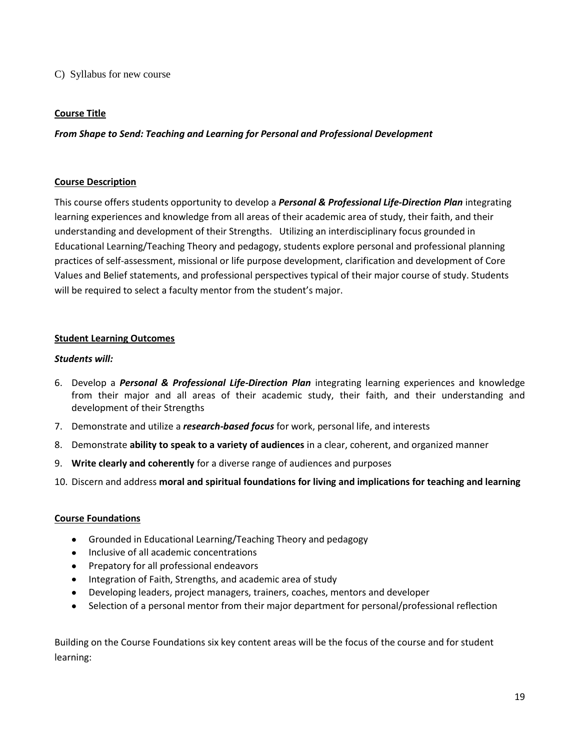C) Syllabus for new course

**Course Title**

***From Shape to Send: Teaching and Learning for Personal and Professional Development***

**Course Description**

This course offers students opportunity to develop a ***Personal & Professional Life-Direction Plan*** integrating learning experiences and knowledge from all areas of their academic area of study, their faith, and their understanding and development of their Strengths. Utilizing an interdisciplinary focus grounded in Educational Learning/Teaching Theory and pedagogy, students explore personal and professional planning practices of self-assessment, missional or life purpose development, clarification and development of Core Values and Belief statements, and professional perspectives typical of their major course of study. Students will be required to select a faculty mentor from the student's major.

**Student Learning Outcomes**

***Students will:***

6. Develop a ***Personal & Professional Life-Direction Plan*** integrating learning experiences and knowledge from their major and all areas of their academic study, their faith, and their understanding and development of their Strengths
7. Demonstrate and utilize a ***research-based focus*** for work, personal life, and interests
8. Demonstrate **ability to speak to a variety of audiences** in a clear, coherent, and organized manner
9. **Write clearly and coherently** for a diverse range of audiences and purposes
10. Discern and address **moral and spiritual foundations for living and implications for teaching and learning**

**Course Foundations**

- Grounded in Educational Learning/Teaching Theory and pedagogy
- Inclusive of all academic concentrations
- Prepatory for all professional endeavors
- Integration of Faith, Strengths, and academic area of study
- Developing leaders, project managers, trainers, coaches, mentors and developer
- Selection of a personal mentor from their major department for personal/professional reflection

Building on the Course Foundations six key content areas will be the focus of the course and for student learning: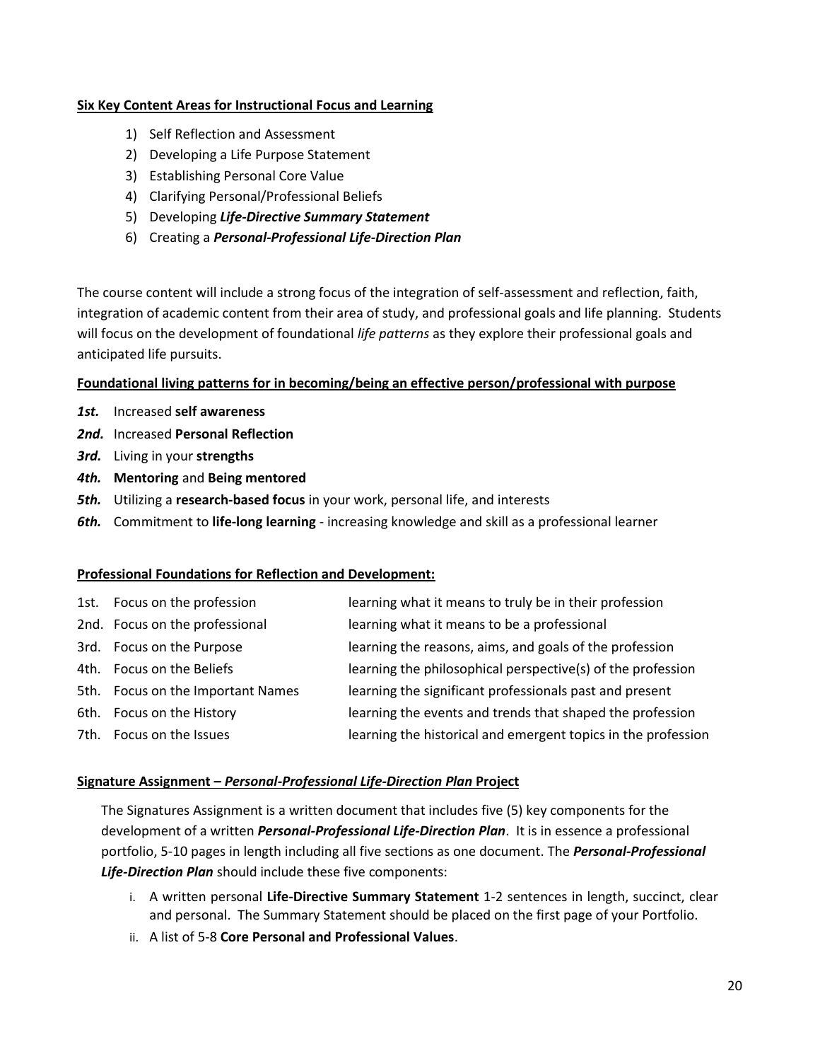**Six Key Content Areas for Instructional Focus and Learning**

1) Self Reflection and Assessment
2) Developing a Life Purpose Statement
3) Establishing Personal Core Value
4) Clarifying Personal/Professional Beliefs
5) Developing ***Life-Directive Summary Statement***
6) Creating a ***Personal-Professional Life-Direction Plan***

The course content will include a strong focus of the integration of self-assessment and reflection, faith, integration of academic content from their area of study, and professional goals and life planning. Students will focus on the development of foundational *life patterns* as they explore their professional goals and anticipated life pursuits.

**Foundational living patterns for in becoming/being an effective person/professional with purpose**

***1st.*** Increased **self awareness**

***2nd.*** Increased **Personal Reflection**

***3rd.*** Living in your **strengths**

***4th.*** **Mentoring** and **Being mentored**

***5th.*** Utilizing a **research-based focus** in your work, personal life, and interests

***6th.*** Commitment to **life-long learning** - increasing knowledge and skill as a professional learner

**Professional Foundations for Reflection and Development:**

| | | |
|---|---|---|
| 1st. | Focus on the profession | learning what it means to truly be in their profession |
| 2nd. | Focus on the professional | learning what it means to be a professional |
| 3rd. | Focus on the Purpose | learning the reasons, aims, and goals of the profession |
| 4th. | Focus on the Beliefs | learning the philosophical perspective(s) of the profession |
| 5th. | Focus on the Important Names | learning the significant professionals past and present |
| 6th. | Focus on the History | learning the events and trends that shaped the profession |
| 7th. | Focus on the Issues | learning the historical and emergent topics in the profession |

**Signature Assignment – *Personal-Professional Life-Direction Plan* Project**

The Signatures Assignment is a written document that includes five (5) key components for the development of a written ***Personal-Professional Life-Direction Plan***. It is in essence a professional portfolio, 5-10 pages in length including all five sections as one document. The ***Personal-Professional Life-Direction Plan*** should include these five components:

i. A written personal **Life-Directive Summary Statement** 1-2 sentences in length, succinct, clear and personal. The Summary Statement should be placed on the first page of your Portfolio.

ii. A list of 5-8 **Core Personal and Professional Values**.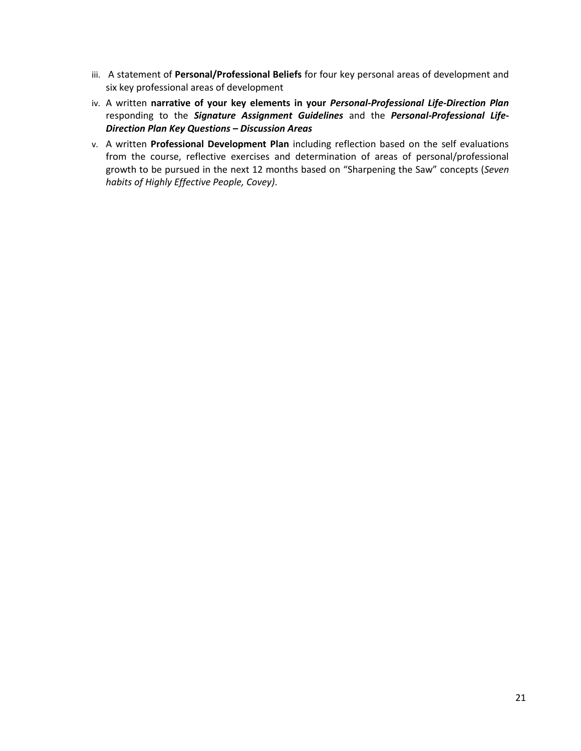iii. A statement of **Personal/Professional Beliefs** for four key personal areas of development and six key professional areas of development

iv. A written **narrative of your key elements in your *Personal-Professional Life-Direction Plan*** responding to the ***Signature Assignment Guidelines*** and the ***Personal-Professional Life-Direction Plan Key Questions – Discussion Areas***

v. A written **Professional Development Plan** including reflection based on the self evaluations from the course, reflective exercises and determination of areas of personal/professional growth to be pursued in the next 12 months based on "Sharpening the Saw" concepts (*Seven habits of Highly Effective People, Covey)*.